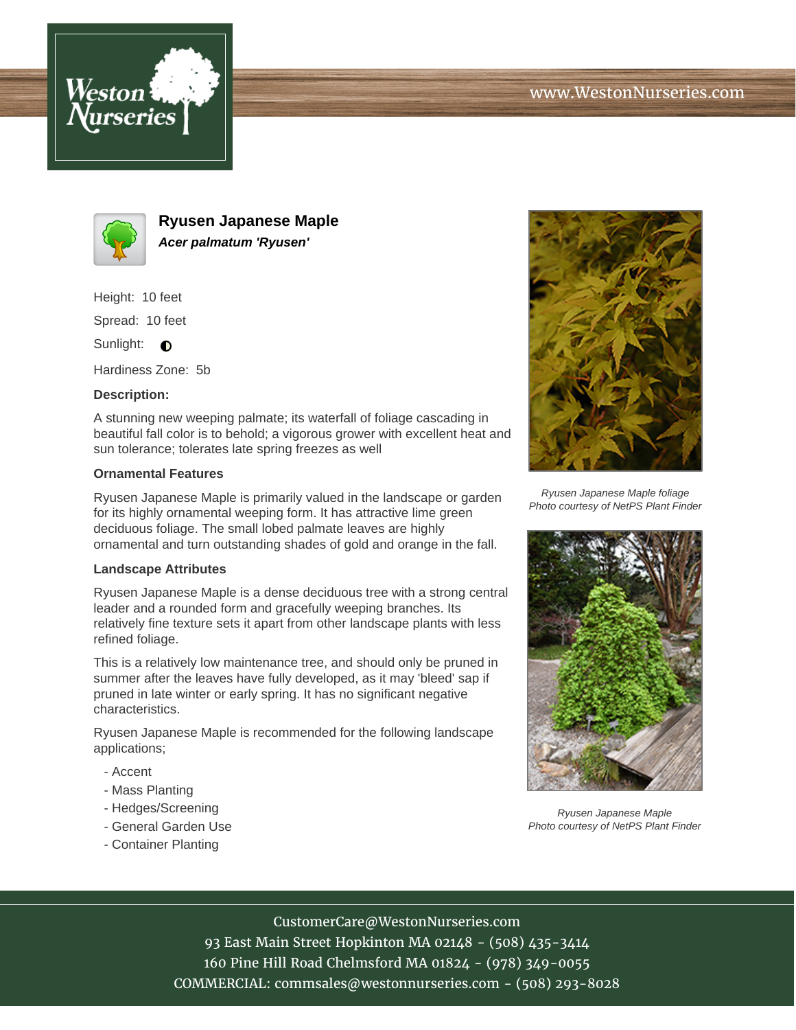www.WestonNurseries.com

# Ryusen Japanese Maple

***Acer palmatum 'Ryusen'***

Height: 10 feet

Spread: 10 feet

Sunlight: ◐

Hardiness Zone: 5b

**Description:**

A stunning new weeping palmate; its waterfall of foliage cascading in beautiful fall color is to behold; a vigorous grower with excellent heat and sun tolerance; tolerates late spring freezes as well

### Ornamental Features

Ryusen Japanese Maple is primarily valued in the landscape or garden for its highly ornamental weeping form. It has attractive lime green deciduous foliage. The small lobed palmate leaves are highly ornamental and turn outstanding shades of gold and orange in the fall.

### Landscape Attributes

Ryusen Japanese Maple is a dense deciduous tree with a strong central leader and a rounded form and gracefully weeping branches. Its relatively fine texture sets it apart from other landscape plants with less refined foliage.

This is a relatively low maintenance tree, and should only be pruned in summer after the leaves have fully developed, as it may 'bleed' sap if pruned in late winter or early spring. It has no significant negative characteristics.

Ryusen Japanese Maple is recommended for the following landscape applications;

- Accent
- Mass Planting
- Hedges/Screening
- General Garden Use
- Container Planting

*Ryusen Japanese Maple foliage*
*Photo courtesy of NetPS Plant Finder*

*Ryusen Japanese Maple*
*Photo courtesy of NetPS Plant Finder*

CustomerCare@WestonNurseries.com
93 East Main Street Hopkinton MA 02148 - (508) 435-3414
160 Pine Hill Road Chelmsford MA 01824 - (978) 349-0055
COMMERCIAL: commsales@westonnurseries.com - (508) 293-8028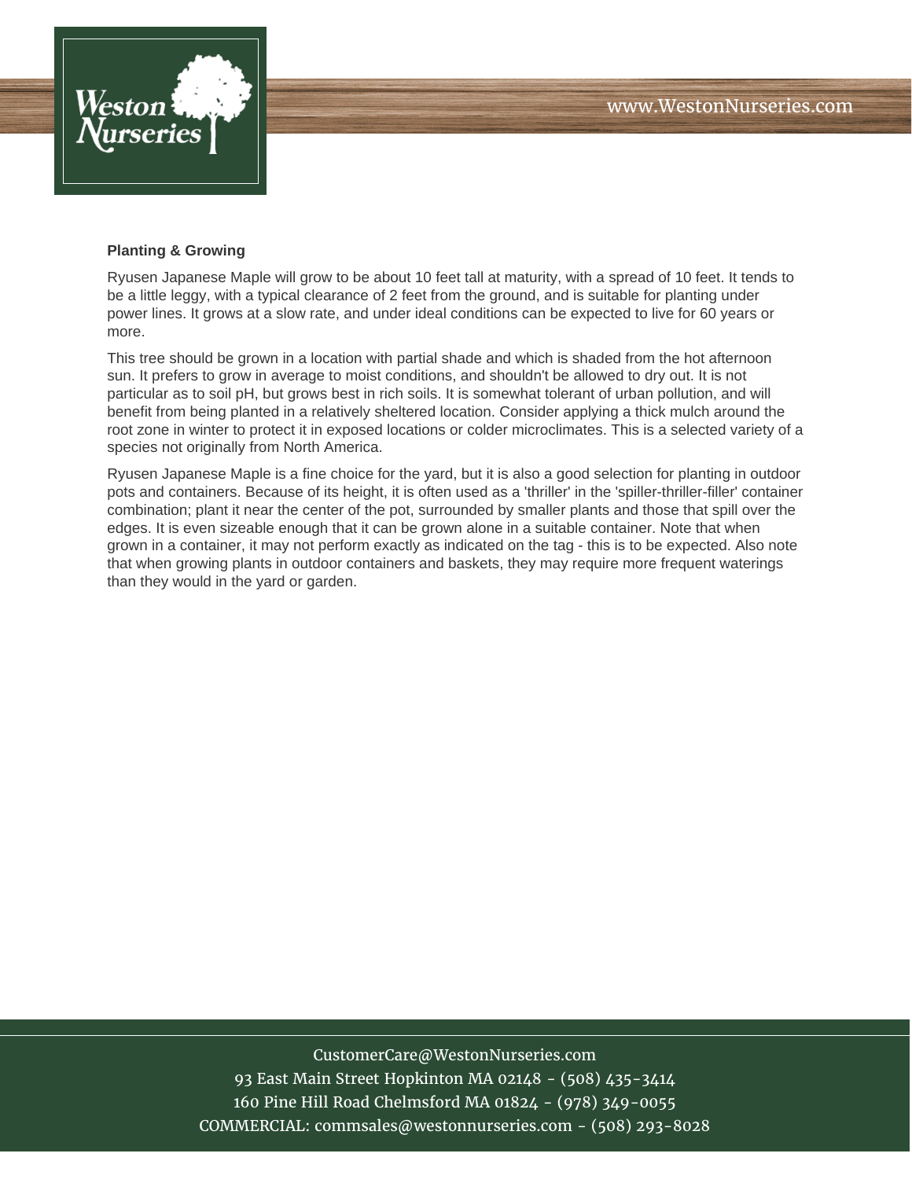### Planting & Growing

Ryusen Japanese Maple will grow to be about 10 feet tall at maturity, with a spread of 10 feet. It tends to be a little leggy, with a typical clearance of 2 feet from the ground, and is suitable for planting under power lines. It grows at a slow rate, and under ideal conditions can be expected to live for 60 years or more.

This tree should be grown in a location with partial shade and which is shaded from the hot afternoon sun. It prefers to grow in average to moist conditions, and shouldn't be allowed to dry out. It is not particular as to soil pH, but grows best in rich soils. It is somewhat tolerant of urban pollution, and will benefit from being planted in a relatively sheltered location. Consider applying a thick mulch around the root zone in winter to protect it in exposed locations or colder microclimates. This is a selected variety of a species not originally from North America.

Ryusen Japanese Maple is a fine choice for the yard, but it is also a good selection for planting in outdoor pots and containers. Because of its height, it is often used as a 'thriller' in the 'spiller-thriller-filler' container combination; plant it near the center of the pot, surrounded by smaller plants and those that spill over the edges. It is even sizeable enough that it can be grown alone in a suitable container. Note that when grown in a container, it may not perform exactly as indicated on the tag - this is to be expected. Also note that when growing plants in outdoor containers and baskets, they may require more frequent waterings than they would in the yard or garden.